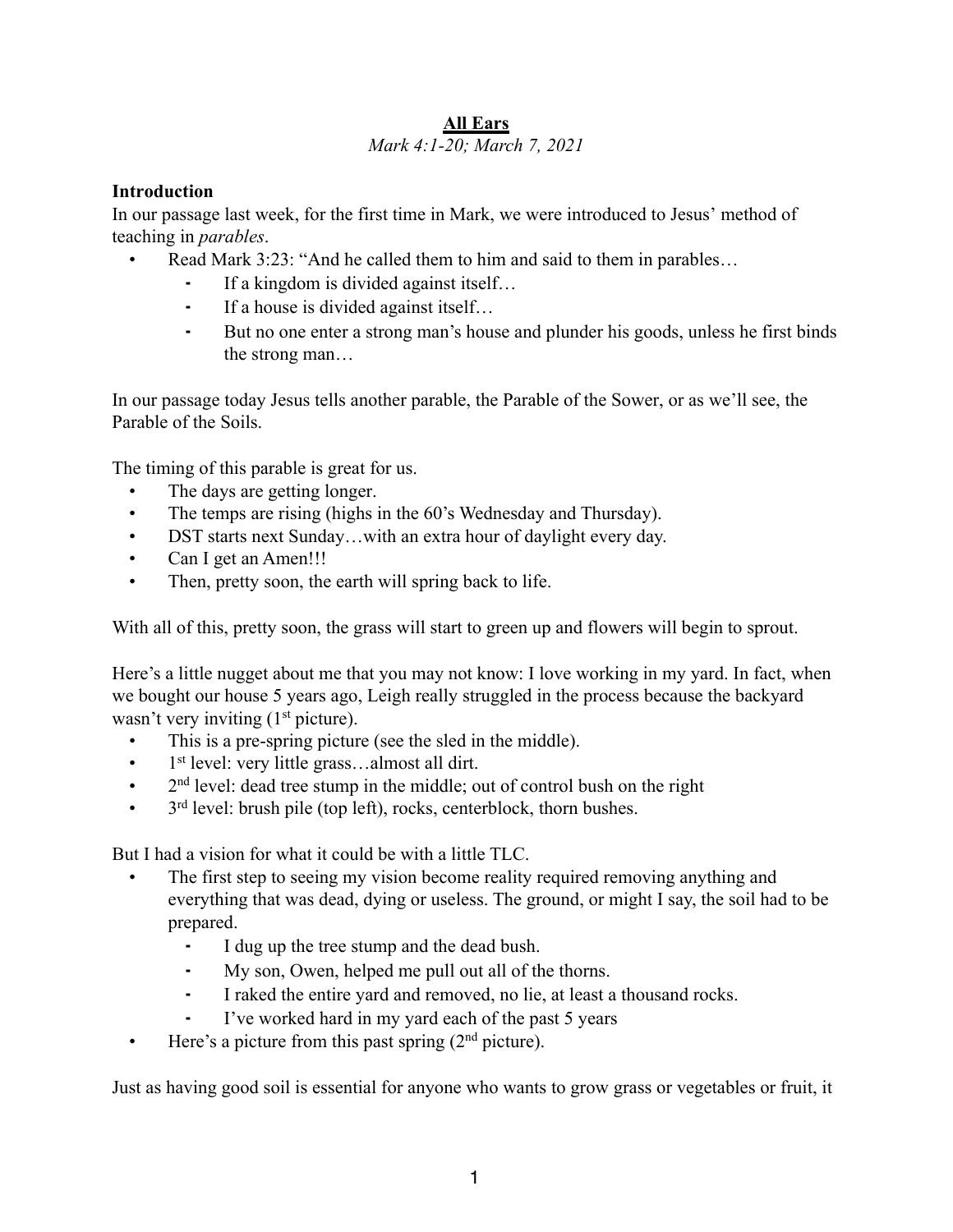**All Ears**

*Mark 4:1-20; March 7, 2021*

**Introduction**

In our passage last week, for the first time in Mark, we were introduced to Jesus' method of teaching in *parables*.

- Read Mark 3:23: "And he called them to him and said to them in parables…
  - If a kingdom is divided against itself…
  - If a house is divided against itself…
  - But no one enter a strong man's house and plunder his goods, unless he first binds the strong man…

In our passage today Jesus tells another parable, the Parable of the Sower, or as we'll see, the Parable of the Soils.

The timing of this parable is great for us.

- The days are getting longer.
- The temps are rising (highs in the 60's Wednesday and Thursday).
- DST starts next Sunday…with an extra hour of daylight every day.
- Can I get an Amen!!!
- Then, pretty soon, the earth will spring back to life.

With all of this, pretty soon, the grass will start to green up and flowers will begin to sprout.

Here's a little nugget about me that you may not know: I love working in my yard. In fact, when we bought our house 5 years ago, Leigh really struggled in the process because the backyard wasn't very inviting (1st picture).

- This is a pre-spring picture (see the sled in the middle).
- 1st level: very little grass…almost all dirt.
- 2nd level: dead tree stump in the middle; out of control bush on the right
- 3rd level: brush pile (top left), rocks, centerblock, thorn bushes.

But I had a vision for what it could be with a little TLC.

- The first step to seeing my vision become reality required removing anything and everything that was dead, dying or useless. The ground, or might I say, the soil had to be prepared.
  - I dug up the tree stump and the dead bush.
  - My son, Owen, helped me pull out all of the thorns.
  - I raked the entire yard and removed, no lie, at least a thousand rocks.
  - I've worked hard in my yard each of the past 5 years
- Here's a picture from this past spring (2nd picture).

Just as having good soil is essential for anyone who wants to grow grass or vegetables or fruit, it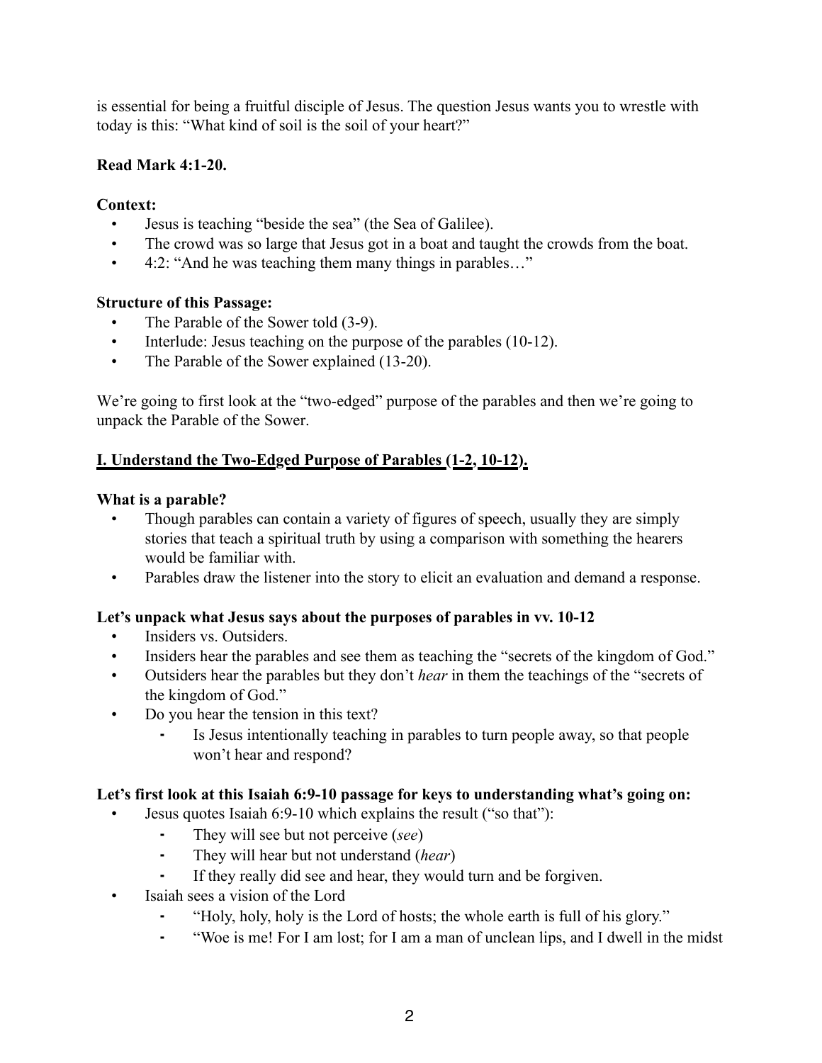is essential for being a fruitful disciple of Jesus. The question Jesus wants you to wrestle with today is this: "What kind of soil is the soil of your heart?"

**Read Mark 4:1-20.**

**Context:**

- Jesus is teaching "beside the sea" (the Sea of Galilee).
- The crowd was so large that Jesus got in a boat and taught the crowds from the boat.
- 4:2: "And he was teaching them many things in parables…"

**Structure of this Passage:**

- The Parable of the Sower told (3-9).
- Interlude: Jesus teaching on the purpose of the parables (10-12).
- The Parable of the Sower explained (13-20).

We're going to first look at the "two-edged" purpose of the parables and then we're going to unpack the Parable of the Sower.

## **I. Understand the Two-Edged Purpose of Parables (1-2, 10-12).**

**What is a parable?**

- Though parables can contain a variety of figures of speech, usually they are simply stories that teach a spiritual truth by using a comparison with something the hearers would be familiar with.
- Parables draw the listener into the story to elicit an evaluation and demand a response.

**Let's unpack what Jesus says about the purposes of parables in vv. 10-12**

- Insiders vs. Outsiders.
- Insiders hear the parables and see them as teaching the "secrets of the kingdom of God."
- Outsiders hear the parables but they don't *hear* in them the teachings of the "secrets of the kingdom of God."
- Do you hear the tension in this text?
    - Is Jesus intentionally teaching in parables to turn people away, so that people won't hear and respond?

**Let's first look at this Isaiah 6:9-10 passage for keys to understanding what's going on:**

- Jesus quotes Isaiah 6:9-10 which explains the result ("so that"):
    - They will see but not perceive (*see*)
    - They will hear but not understand (*hear*)
    - If they really did see and hear, they would turn and be forgiven.
- Isaiah sees a vision of the Lord
    - "Holy, holy, holy is the Lord of hosts; the whole earth is full of his glory."
    - "Woe is me! For I am lost; for I am a man of unclean lips, and I dwell in the midst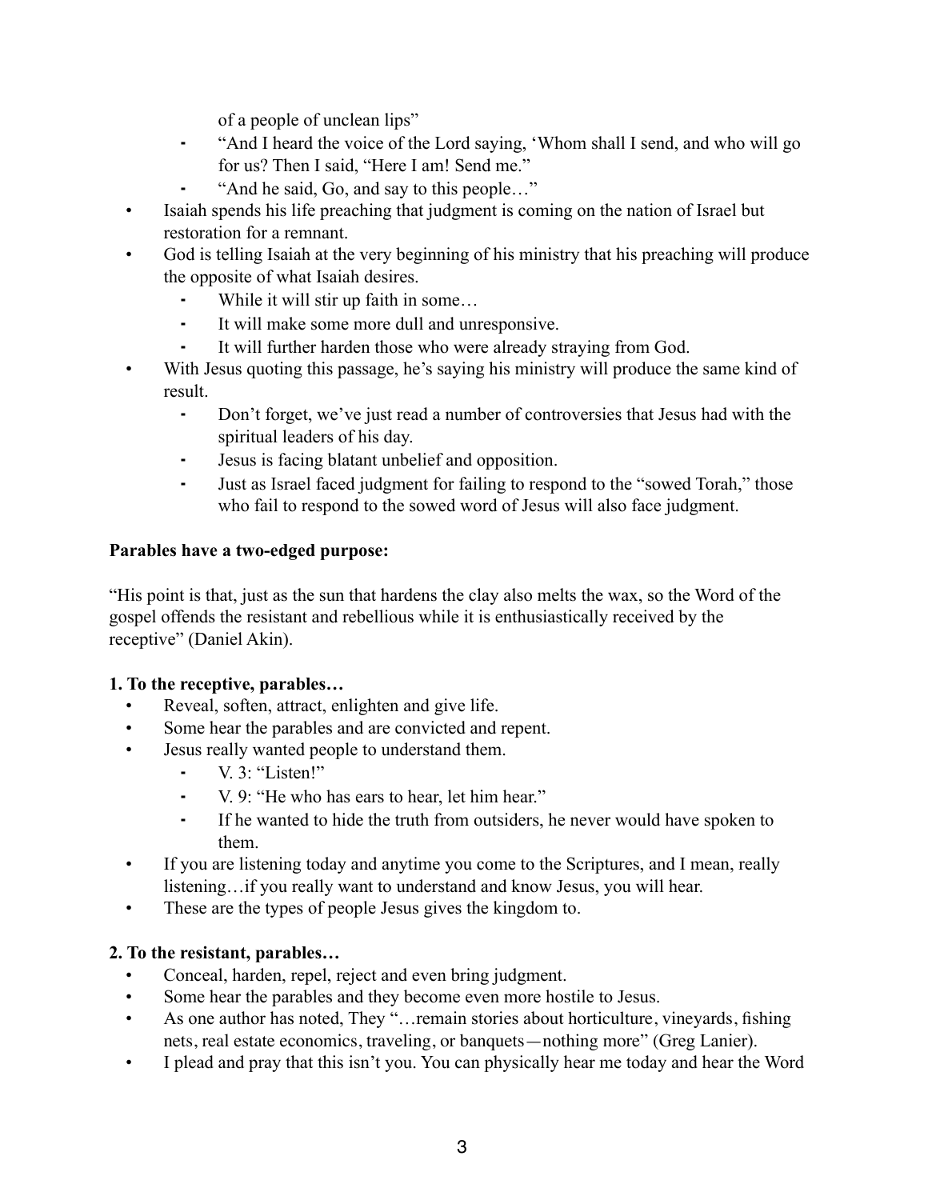of a people of unclean lips"
  - "And I heard the voice of the Lord saying, 'Whom shall I send, and who will go for us? Then I said, "Here I am! Send me."
  - "And he said, Go, and say to this people…"
- Isaiah spends his life preaching that judgment is coming on the nation of Israel but restoration for a remnant.
- God is telling Isaiah at the very beginning of his ministry that his preaching will produce the opposite of what Isaiah desires.
  - While it will stir up faith in some…
  - It will make some more dull and unresponsive.
  - It will further harden those who were already straying from God.
- With Jesus quoting this passage, he's saying his ministry will produce the same kind of result.
  - Don't forget, we've just read a number of controversies that Jesus had with the spiritual leaders of his day.
  - Jesus is facing blatant unbelief and opposition.
  - Just as Israel faced judgment for failing to respond to the "sowed Torah," those who fail to respond to the sowed word of Jesus will also face judgment.

**Parables have a two-edged purpose:**

"His point is that, just as the sun that hardens the clay also melts the wax, so the Word of the gospel offends the resistant and rebellious while it is enthusiastically received by the receptive" (Daniel Akin).

**1. To the receptive, parables…**

- Reveal, soften, attract, enlighten and give life.
- Some hear the parables and are convicted and repent.
- Jesus really wanted people to understand them.
  - V. 3: "Listen!"
  - V. 9: "He who has ears to hear, let him hear."
  - If he wanted to hide the truth from outsiders, he never would have spoken to them.
- If you are listening today and anytime you come to the Scriptures, and I mean, really listening…if you really want to understand and know Jesus, you will hear.
- These are the types of people Jesus gives the kingdom to.

**2. To the resistant, parables…**

- Conceal, harden, repel, reject and even bring judgment.
- Some hear the parables and they become even more hostile to Jesus.
- As one author has noted, They "…remain stories about horticulture, vineyards, fishing nets, real estate economics, traveling, or banquets—nothing more" (Greg Lanier).
- I plead and pray that this isn't you. You can physically hear me today and hear the Word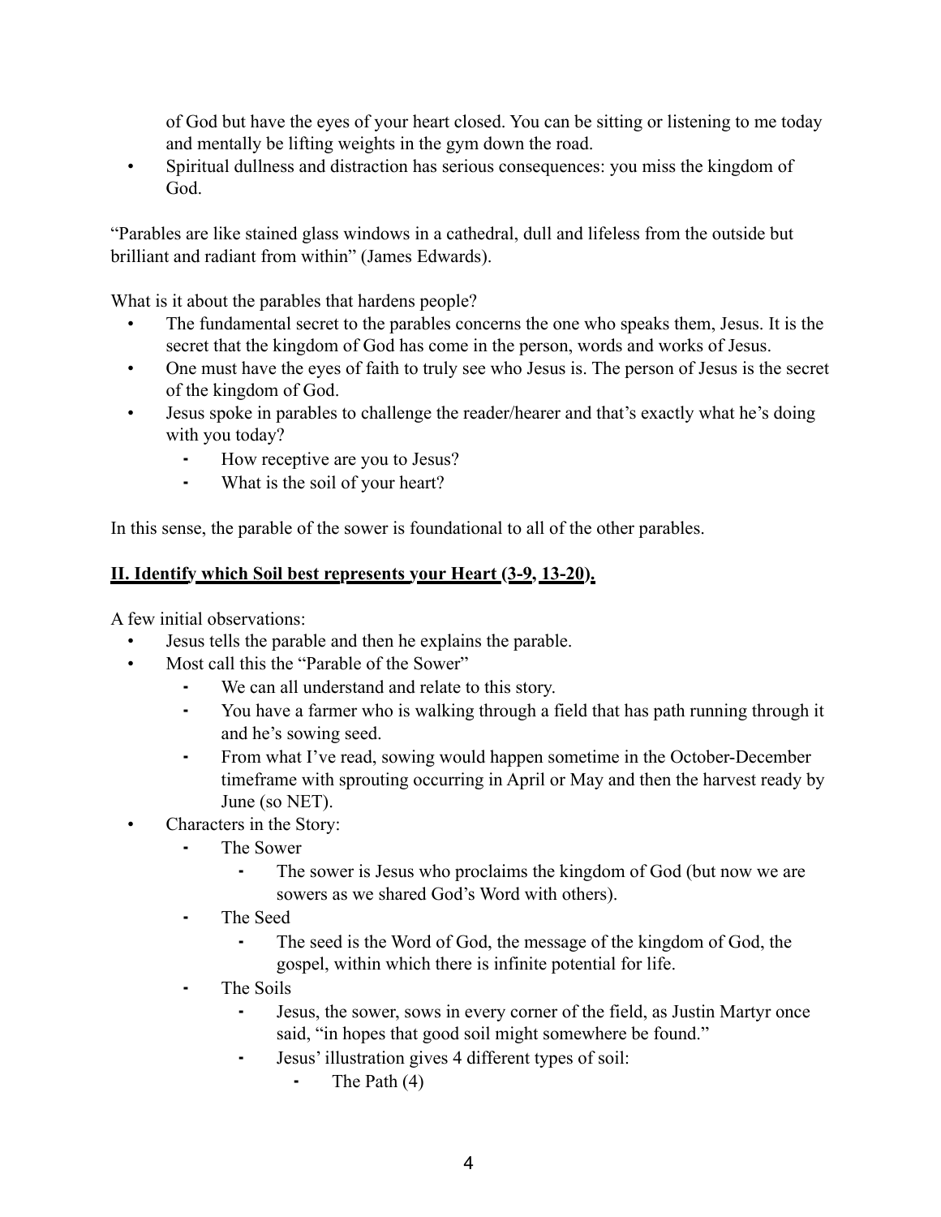of God but have the eyes of your heart closed. You can be sitting or listening to me today and mentally be lifting weights in the gym down the road.
- Spiritual dullness and distraction has serious consequences: you miss the kingdom of God.

"Parables are like stained glass windows in a cathedral, dull and lifeless from the outside but brilliant and radiant from within" (James Edwards).

What is it about the parables that hardens people?

- The fundamental secret to the parables concerns the one who speaks them, Jesus. It is the secret that the kingdom of God has come in the person, words and works of Jesus.
- One must have the eyes of faith to truly see who Jesus is. The person of Jesus is the secret of the kingdom of God.
- Jesus spoke in parables to challenge the reader/hearer and that's exactly what he's doing with you today?
    - How receptive are you to Jesus?
    - What is the soil of your heart?

In this sense, the parable of the sower is foundational to all of the other parables.

## **<u>II. Identify which Soil best represents your Heart (3-9, 13-20).</u>**

A few initial observations:

- Jesus tells the parable and then he explains the parable.
- Most call this the "Parable of the Sower"
    - We can all understand and relate to this story.
    - You have a farmer who is walking through a field that has path running through it and he's sowing seed.
    - From what I've read, sowing would happen sometime in the October-December timeframe with sprouting occurring in April or May and then the harvest ready by June (so NET).
- Characters in the Story:
    - The Sower
        - The sower is Jesus who proclaims the kingdom of God (but now we are sowers as we shared God's Word with others).
    - The Seed
        - The seed is the Word of God, the message of the kingdom of God, the gospel, within which there is infinite potential for life.
    - The Soils
        - Jesus, the sower, sows in every corner of the field, as Justin Martyr once said, "in hopes that good soil might somewhere be found."
        - Jesus' illustration gives 4 different types of soil:
            - The Path (4)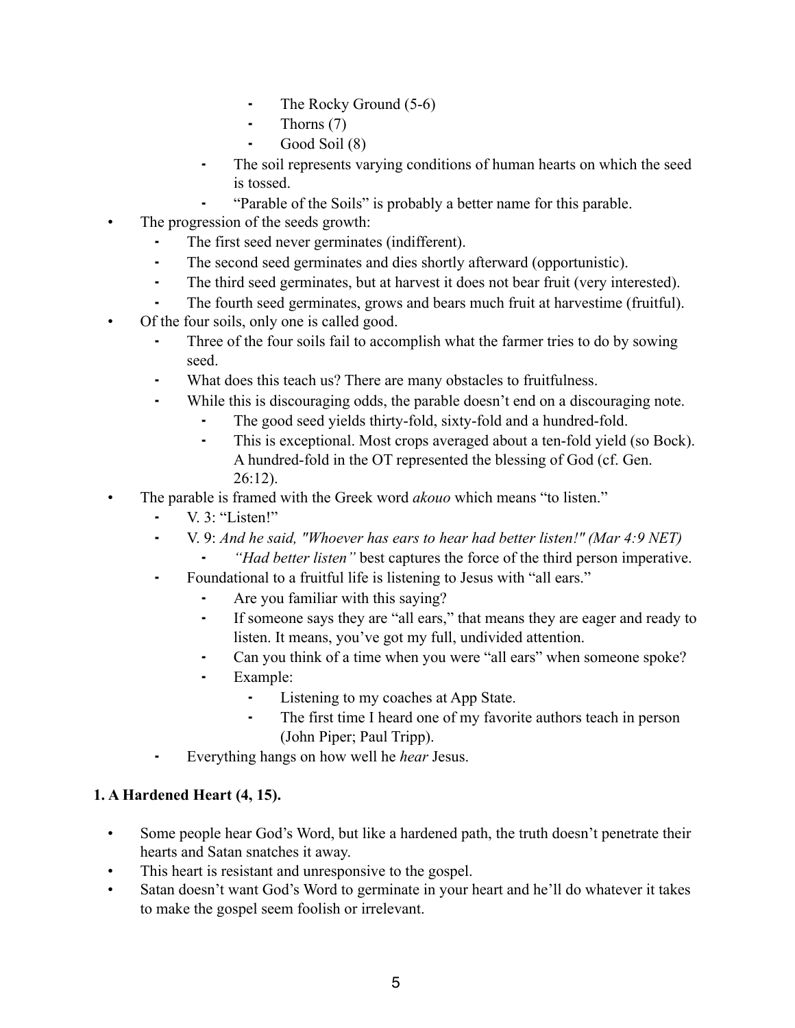- The Rocky Ground (5-6)
        - Thorns (7)
        - Good Soil (8)
    - The soil represents varying conditions of human hearts on which the seed is tossed.
    - "Parable of the Soils" is probably a better name for this parable.
- The progression of the seeds growth:
    - The first seed never germinates (indifferent).
    - The second seed germinates and dies shortly afterward (opportunistic).
    - The third seed germinates, but at harvest it does not bear fruit (very interested).
    - The fourth seed germinates, grows and bears much fruit at harvestime (fruitful).
- Of the four soils, only one is called good.
    - Three of the four soils fail to accomplish what the farmer tries to do by sowing seed.
    - What does this teach us? There are many obstacles to fruitfulness.
    - While this is discouraging odds, the parable doesn't end on a discouraging note.
        - The good seed yields thirty-fold, sixty-fold and a hundred-fold.
        - This is exceptional. Most crops averaged about a ten-fold yield (so Bock). A hundred-fold in the OT represented the blessing of God (cf. Gen. 26:12).
- The parable is framed with the Greek word *akouo* which means "to listen."
    - V. 3: "Listen!"
    - V. 9: *And he said, "Whoever has ears to hear had better listen!" (Mar 4:9 NET)*
        - *"Had better listen"* best captures the force of the third person imperative.
    - Foundational to a fruitful life is listening to Jesus with "all ears."
        - Are you familiar with this saying?
        - If someone says they are "all ears," that means they are eager and ready to listen. It means, you've got my full, undivided attention.
        - Can you think of a time when you were "all ears" when someone spoke?
        - Example:
            - Listening to my coaches at App State.
            - The first time I heard one of my favorite authors teach in person (John Piper; Paul Tripp).
    - Everything hangs on how well he *hear* Jesus.

**1. A Hardened Heart (4, 15).**

- Some people hear God's Word, but like a hardened path, the truth doesn't penetrate their hearts and Satan snatches it away.
- This heart is resistant and unresponsive to the gospel.
- Satan doesn't want God's Word to germinate in your heart and he'll do whatever it takes to make the gospel seem foolish or irrelevant.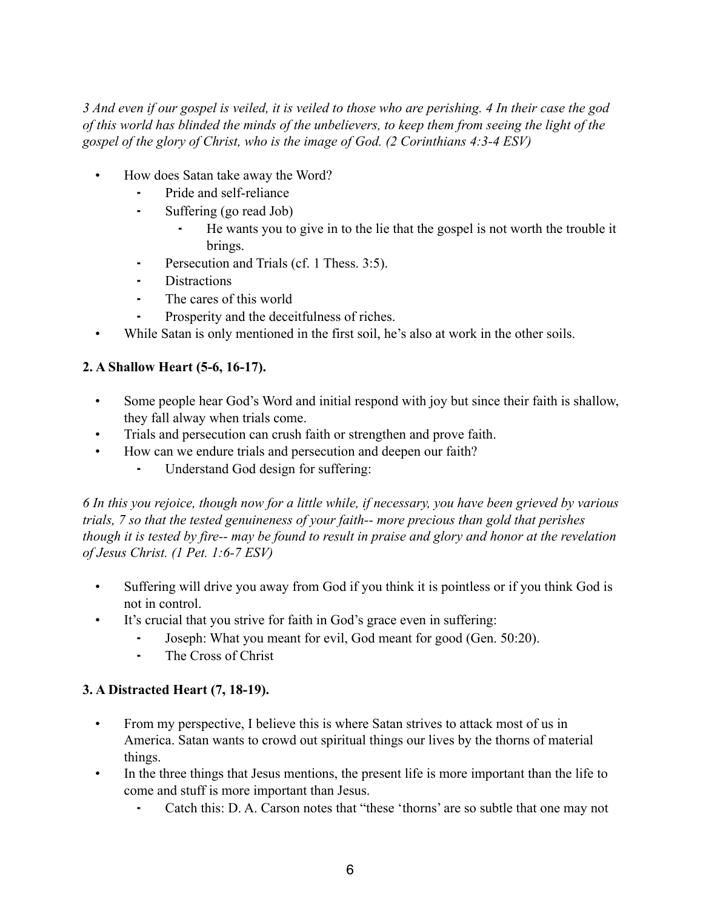*3 And even if our gospel is veiled, it is veiled to those who are perishing. 4 In their case the god of this world has blinded the minds of the unbelievers, to keep them from seeing the light of the gospel of the glory of Christ, who is the image of God. (2 Corinthians 4:3-4 ESV)*

- How does Satan take away the Word?
  - Pride and self-reliance
  - Suffering (go read Job)
    - He wants you to give in to the lie that the gospel is not worth the trouble it brings.
  - Persecution and Trials (cf. 1 Thess. 3:5).
  - Distractions
  - The cares of this world
  - Prosperity and the deceitfulness of riches.
- While Satan is only mentioned in the first soil, he's also at work in the other soils.

**2. A Shallow Heart (5-6, 16-17).**

- Some people hear God's Word and initial respond with joy but since their faith is shallow, they fall alway when trials come.
- Trials and persecution can crush faith or strengthen and prove faith.
- How can we endure trials and persecution and deepen our faith?
  - Understand God design for suffering:

*6 In this you rejoice, though now for a little while, if necessary, you have been grieved by various trials, 7 so that the tested genuineness of your faith-- more precious than gold that perishes though it is tested by fire-- may be found to result in praise and glory and honor at the revelation of Jesus Christ. (1 Pet. 1:6-7 ESV)*

- Suffering will drive you away from God if you think it is pointless or if you think God is not in control.
- It's crucial that you strive for faith in God's grace even in suffering:
  - Joseph: What you meant for evil, God meant for good (Gen. 50:20).
  - The Cross of Christ

**3. A Distracted Heart (7, 18-19).**

- From my perspective, I believe this is where Satan strives to attack most of us in America. Satan wants to crowd out spiritual things our lives by the thorns of material things.
- In the three things that Jesus mentions, the present life is more important than the life to come and stuff is more important than Jesus.
  - Catch this: D. A. Carson notes that "these 'thorns' are so subtle that one may not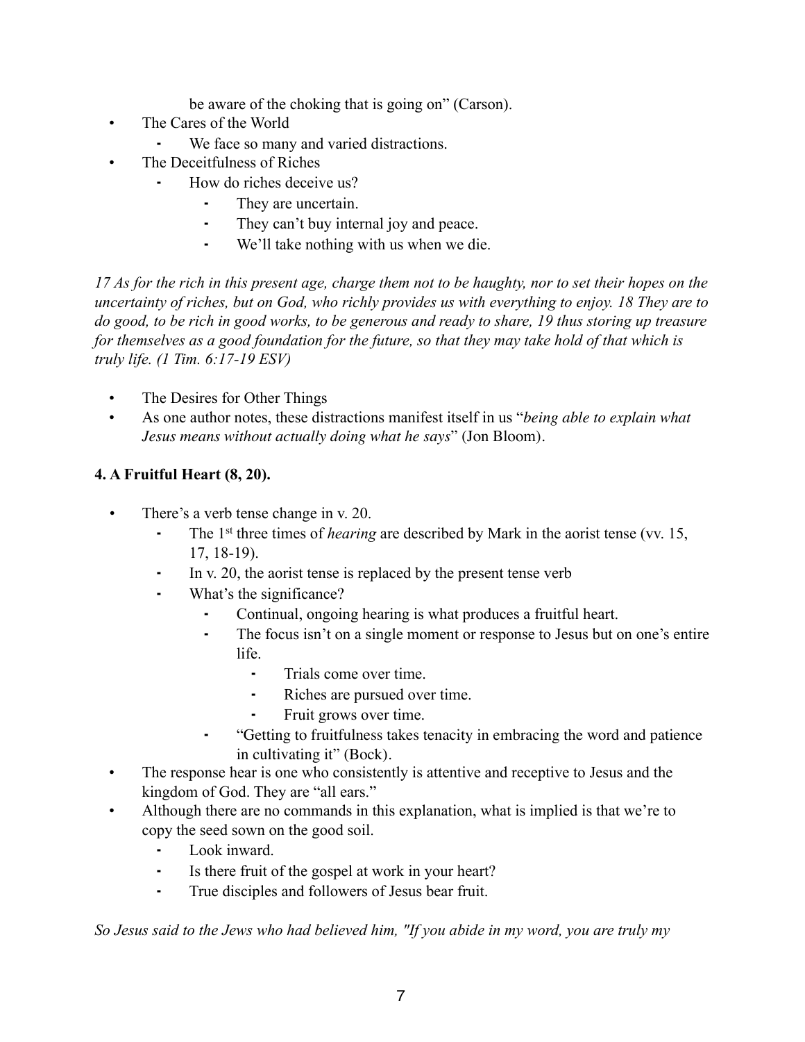be aware of the choking that is going on" (Carson).

- The Cares of the World
  - We face so many and varied distractions.
- The Deceitfulness of Riches
  - How do riches deceive us?
    - They are uncertain.
    - They can't buy internal joy and peace.
    - We'll take nothing with us when we die.

*17 As for the rich in this present age, charge them not to be haughty, nor to set their hopes on the uncertainty of riches, but on God, who richly provides us with everything to enjoy. 18 They are to do good, to be rich in good works, to be generous and ready to share, 19 thus storing up treasure for themselves as a good foundation for the future, so that they may take hold of that which is truly life. (1 Tim. 6:17-19 ESV)*

- The Desires for Other Things
- As one author notes, these distractions manifest itself in us "*being able to explain what Jesus means without actually doing what he says*" (Jon Bloom).

**4. A Fruitful Heart (8, 20).**

- There's a verb tense change in v. 20.
  - The 1st three times of *hearing* are described by Mark in the aorist tense (vv. 15, 17, 18-19).
  - In v. 20, the aorist tense is replaced by the present tense verb
  - What's the significance?
    - Continual, ongoing hearing is what produces a fruitful heart.
    - The focus isn't on a single moment or response to Jesus but on one's entire life.
      - Trials come over time.
      - Riches are pursued over time.
      - Fruit grows over time.
    - "Getting to fruitfulness takes tenacity in embracing the word and patience in cultivating it" (Bock).
- The response hear is one who consistently is attentive and receptive to Jesus and the kingdom of God. They are "all ears."
- Although there are no commands in this explanation, what is implied is that we're to copy the seed sown on the good soil.
  - Look inward.
  - Is there fruit of the gospel at work in your heart?
  - True disciples and followers of Jesus bear fruit.

*So Jesus said to the Jews who had believed him, "If you abide in my word, you are truly my*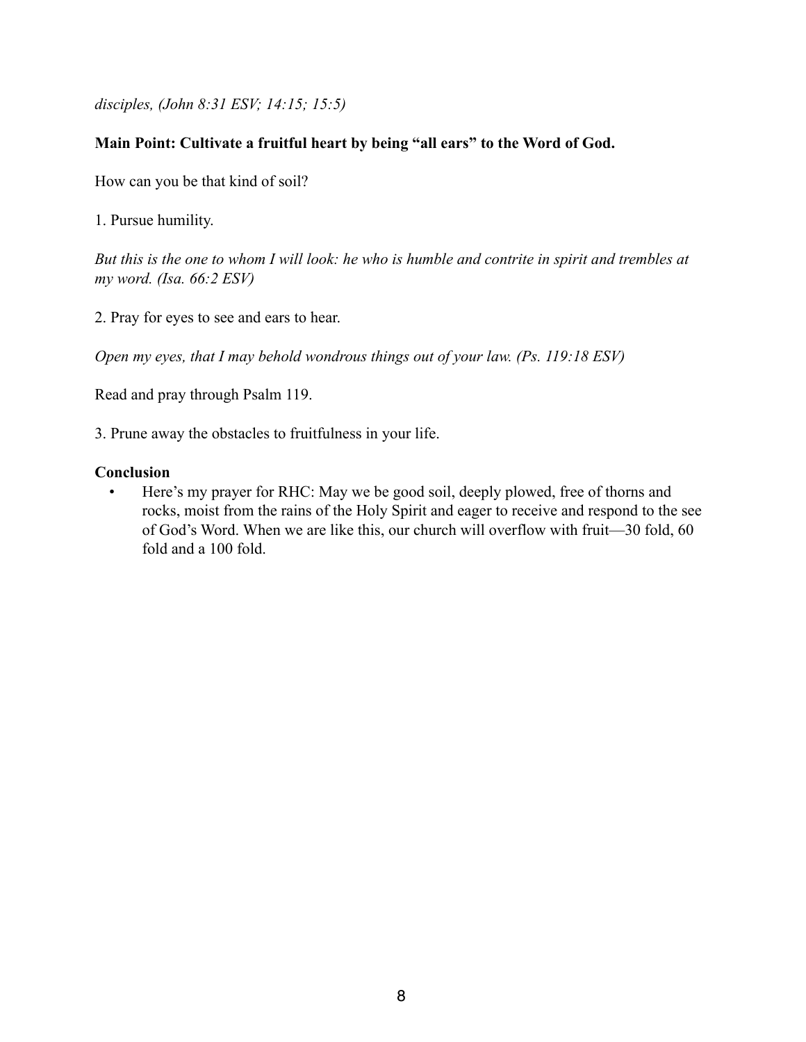*disciples, (John 8:31 ESV; 14:15; 15:5)*

**Main Point: Cultivate a fruitful heart by being "all ears" to the Word of God.**

How can you be that kind of soil?

1. Pursue humility.

*But this is the one to whom I will look: he who is humble and contrite in spirit and trembles at my word. (Isa. 66:2 ESV)*

2. Pray for eyes to see and ears to hear.

*Open my eyes, that I may behold wondrous things out of your law. (Ps. 119:18 ESV)*

Read and pray through Psalm 119.

3. Prune away the obstacles to fruitfulness in your life.

**Conclusion**

- Here's my prayer for RHC: May we be good soil, deeply plowed, free of thorns and rocks, moist from the rains of the Holy Spirit and eager to receive and respond to the see of God's Word. When we are like this, our church will overflow with fruit—30 fold, 60 fold and a 100 fold.